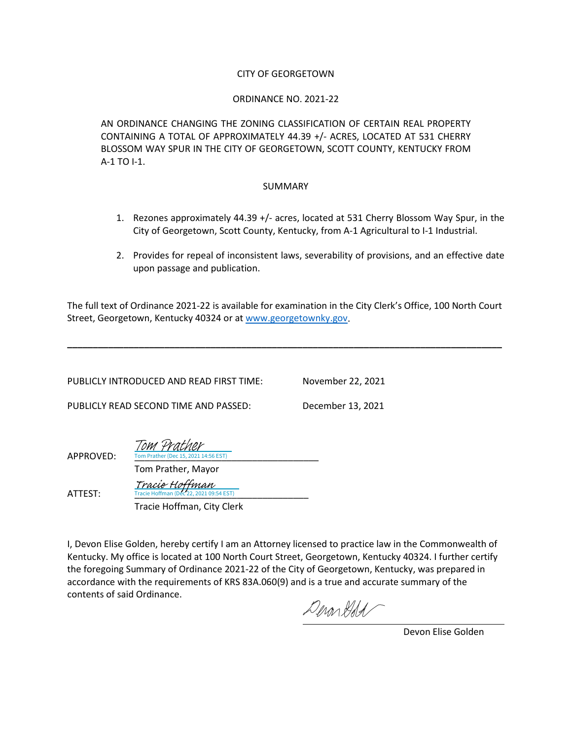CITY OF GEORGETOWN

ORDINANCE NO. 2021-22

AN ORDINANCE CHANGING THE ZONING CLASSIFICATION OF CERTAIN REAL PROPERTY CONTAINING A TOTAL OF APPROXIMATELY 44.39 +/- ACRES, LOCATED AT 531 CHERRY BLOSSOM WAY SPUR IN THE CITY OF GEORGETOWN, SCOTT COUNTY, KENTUCKY FROM A-1 TO I-1.

SUMMARY

1. Rezones approximately 44.39 +/- acres, located at 531 Cherry Blossom Way Spur, in the City of Georgetown, Scott County, Kentucky, from A-1 Agricultural to I-1 Industrial.
2. Provides for repeal of inconsistent laws, severability of provisions, and an effective date upon passage and publication.

The full text of Ordinance 2021-22 is available for examination in the City Clerk's Office, 100 North Court Street, Georgetown, Kentucky 40324 or at www.georgetownky.gov.

---

PUBLICLY INTRODUCED AND READ FIRST TIME: November 22, 2021

PUBLICLY READ SECOND TIME AND PASSED: December 13, 2021

APPROVED: Tom Prather
Tom Prather (Dec 15, 2021 14:56 EST)
Tom Prather, Mayor

ATTEST: Tracie Hoffman
Tracie Hoffman (Dec 22, 2021 09:54 EST)
Tracie Hoffman, City Clerk

I, Devon Elise Golden, hereby certify I am an Attorney licensed to practice law in the Commonwealth of Kentucky. My office is located at 100 North Court Street, Georgetown, Kentucky 40324. I further certify the foregoing Summary of Ordinance 2021-22 of the City of Georgetown, Kentucky, was prepared in accordance with the requirements of KRS 83A.060(9) and is a true and accurate summary of the contents of said Ordinance.

Devon Elise Golden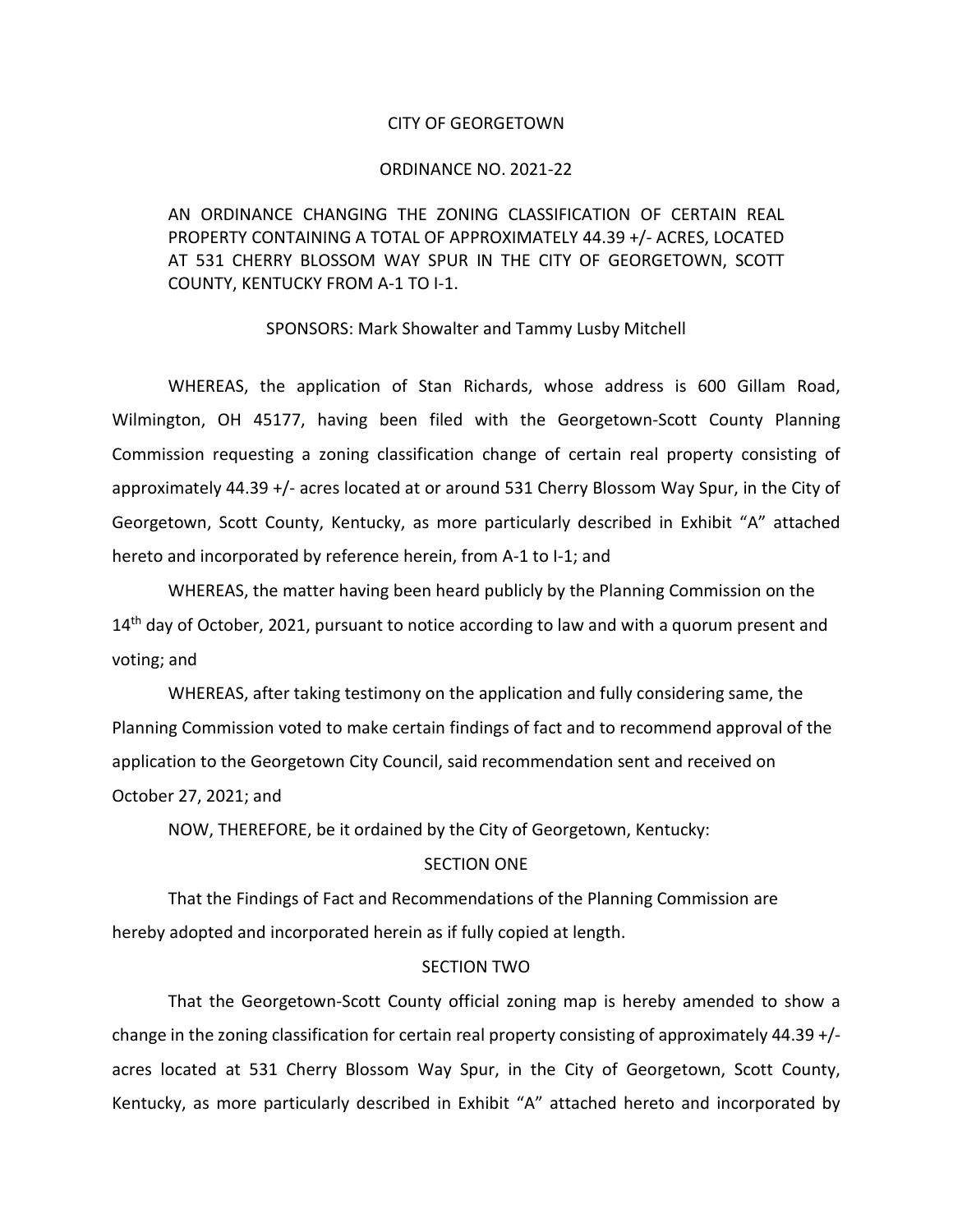CITY OF GEORGETOWN

ORDINANCE NO. 2021-22

AN ORDINANCE CHANGING THE ZONING CLASSIFICATION OF CERTAIN REAL PROPERTY CONTAINING A TOTAL OF APPROXIMATELY 44.39 +/- ACRES, LOCATED AT 531 CHERRY BLOSSOM WAY SPUR IN THE CITY OF GEORGETOWN, SCOTT COUNTY, KENTUCKY FROM A-1 TO I-1.

SPONSORS: Mark Showalter and Tammy Lusby Mitchell

WHEREAS, the application of Stan Richards, whose address is 600 Gillam Road, Wilmington, OH 45177, having been filed with the Georgetown-Scott County Planning Commission requesting a zoning classification change of certain real property consisting of approximately 44.39 +/- acres located at or around 531 Cherry Blossom Way Spur, in the City of Georgetown, Scott County, Kentucky, as more particularly described in Exhibit "A" attached hereto and incorporated by reference herein, from A-1 to I-1; and

WHEREAS, the matter having been heard publicly by the Planning Commission on the 14th day of October, 2021, pursuant to notice according to law and with a quorum present and voting; and

WHEREAS, after taking testimony on the application and fully considering same, the Planning Commission voted to make certain findings of fact and to recommend approval of the application to the Georgetown City Council, said recommendation sent and received on October 27, 2021; and

NOW, THEREFORE, be it ordained by the City of Georgetown, Kentucky:

SECTION ONE

That the Findings of Fact and Recommendations of the Planning Commission are hereby adopted and incorporated herein as if fully copied at length.

SECTION TWO

That the Georgetown-Scott County official zoning map is hereby amended to show a change in the zoning classification for certain real property consisting of approximately 44.39 +/- acres located at 531 Cherry Blossom Way Spur, in the City of Georgetown, Scott County, Kentucky, as more particularly described in Exhibit "A" attached hereto and incorporated by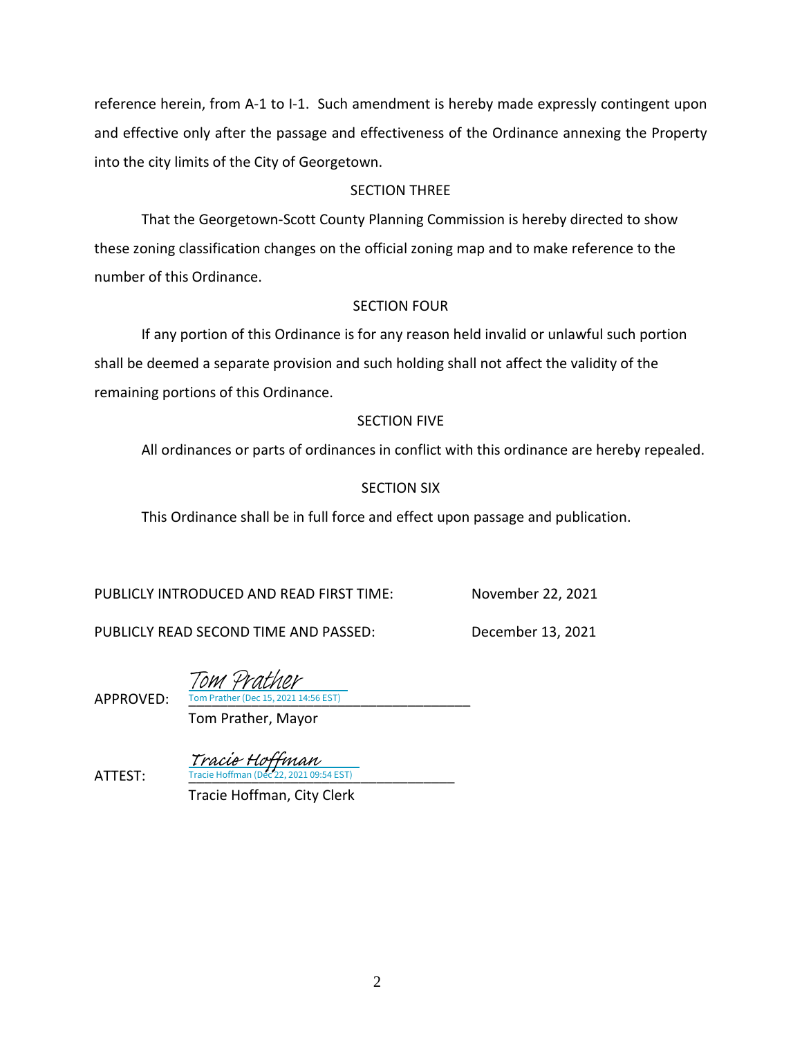reference herein, from A-1 to I-1. Such amendment is hereby made expressly contingent upon and effective only after the passage and effectiveness of the Ordinance annexing the Property into the city limits of the City of Georgetown.

SECTION THREE

That the Georgetown-Scott County Planning Commission is hereby directed to show these zoning classification changes on the official zoning map and to make reference to the number of this Ordinance.

SECTION FOUR

If any portion of this Ordinance is for any reason held invalid or unlawful such portion shall be deemed a separate provision and such holding shall not affect the validity of the remaining portions of this Ordinance.

SECTION FIVE

All ordinances or parts of ordinances in conflict with this ordinance are hereby repealed.

SECTION SIX

This Ordinance shall be in full force and effect upon passage and publication.

PUBLICLY INTRODUCED AND READ FIRST TIME: November 22, 2021

PUBLICLY READ SECOND TIME AND PASSED: December 13, 2021

APPROVED: Tom Prather
Tom Prather (Dec 15, 2021 14:56 EST)
Tom Prather, Mayor

ATTEST: Tracie Hoffman
Tracie Hoffman (Dec 22, 2021 09:54 EST)
Tracie Hoffman, City Clerk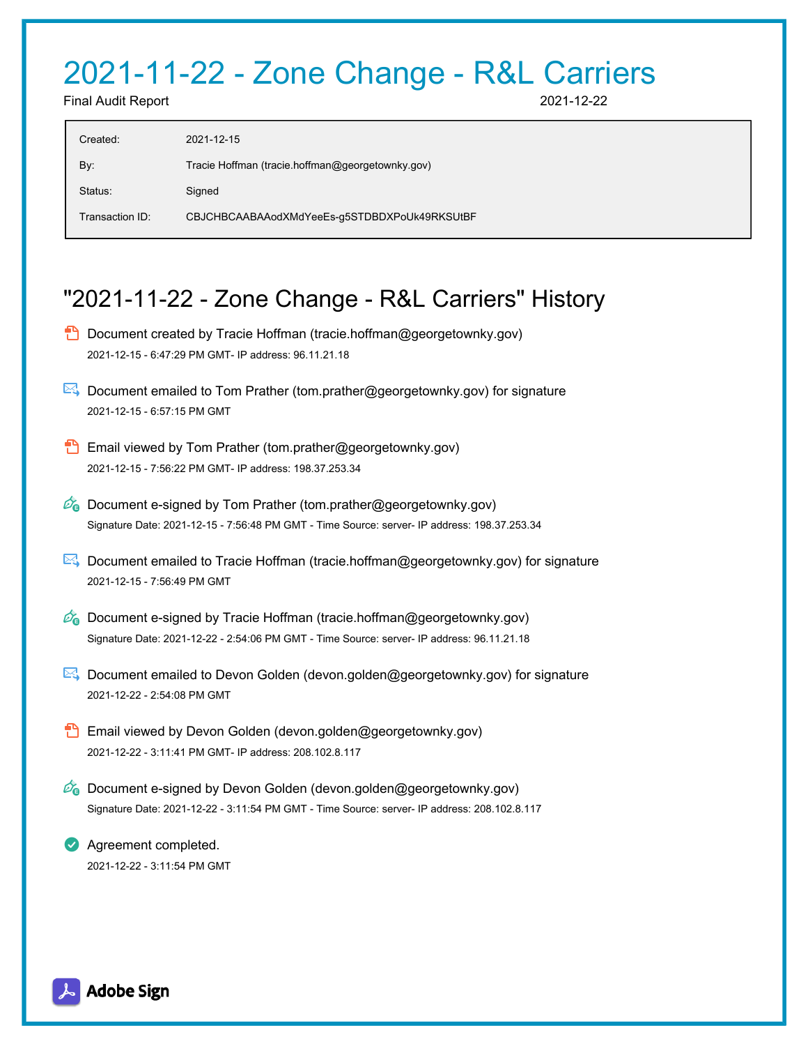# 2021-11-22 - Zone Change - R&L Carriers

Final Audit Report 2021-12-22

| | |
|---|---|
| Created: | 2021-12-15 |
| By: | Tracie Hoffman (tracie.hoffman@georgetownky.gov) |
| Status: | Signed |
| Transaction ID: | CBJCHBCAABAAodXMdYeeEs-g5STDBDXPoUk49RKSUtBF |

## "2021-11-22 - Zone Change - R&L Carriers" History

- Document created by Tracie Hoffman (tracie.hoffman@georgetownky.gov)
  2021-12-15 - 6:47:29 PM GMT- IP address: 96.11.21.18

- Document emailed to Tom Prather (tom.prather@georgetownky.gov) for signature
  2021-12-15 - 6:57:15 PM GMT

- Email viewed by Tom Prather (tom.prather@georgetownky.gov)
  2021-12-15 - 7:56:22 PM GMT- IP address: 198.37.253.34

- Document e-signed by Tom Prather (tom.prather@georgetownky.gov)
  Signature Date: 2021-12-15 - 7:56:48 PM GMT - Time Source: server- IP address: 198.37.253.34

- Document emailed to Tracie Hoffman (tracie.hoffman@georgetownky.gov) for signature
  2021-12-15 - 7:56:49 PM GMT

- Document e-signed by Tracie Hoffman (tracie.hoffman@georgetownky.gov)
  Signature Date: 2021-12-22 - 2:54:06 PM GMT - Time Source: server- IP address: 96.11.21.18

- Document emailed to Devon Golden (devon.golden@georgetownky.gov) for signature
  2021-12-22 - 2:54:08 PM GMT

- Email viewed by Devon Golden (devon.golden@georgetownky.gov)
  2021-12-22 - 3:11:41 PM GMT- IP address: 208.102.8.117

- Document e-signed by Devon Golden (devon.golden@georgetownky.gov)
  Signature Date: 2021-12-22 - 3:11:54 PM GMT - Time Source: server- IP address: 208.102.8.117

- Agreement completed.
  2021-12-22 - 3:11:54 PM GMT

Adobe Sign